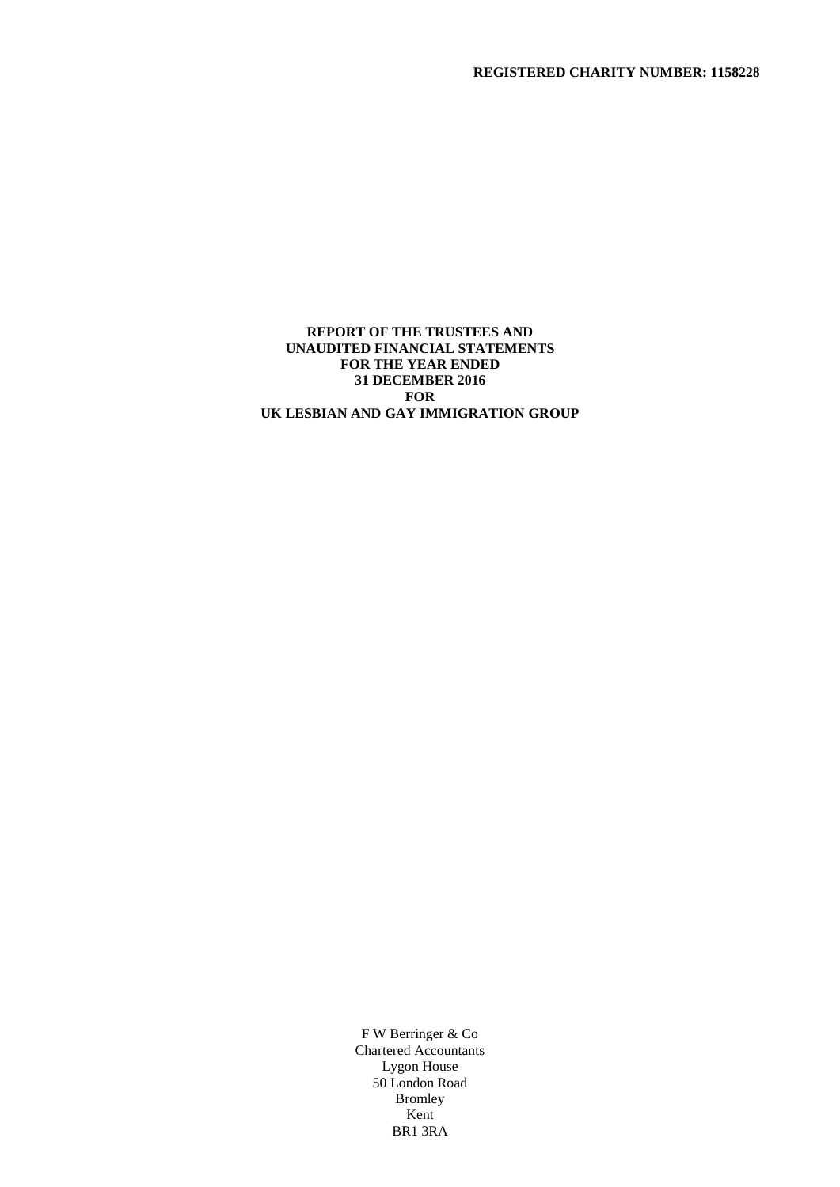**REGISTERED CHARITY NUMBER: 1158228**

# REPORT OF THE TRUSTEES AND UNAUDITED FINANCIAL STATEMENTS FOR THE YEAR ENDED 31 DECEMBER 2016 FOR UK LESBIAN AND GAY IMMIGRATION GROUP

F W Berringer & Co
Chartered Accountants
Lygon House
50 London Road
Bromley
Kent
BR1 3RA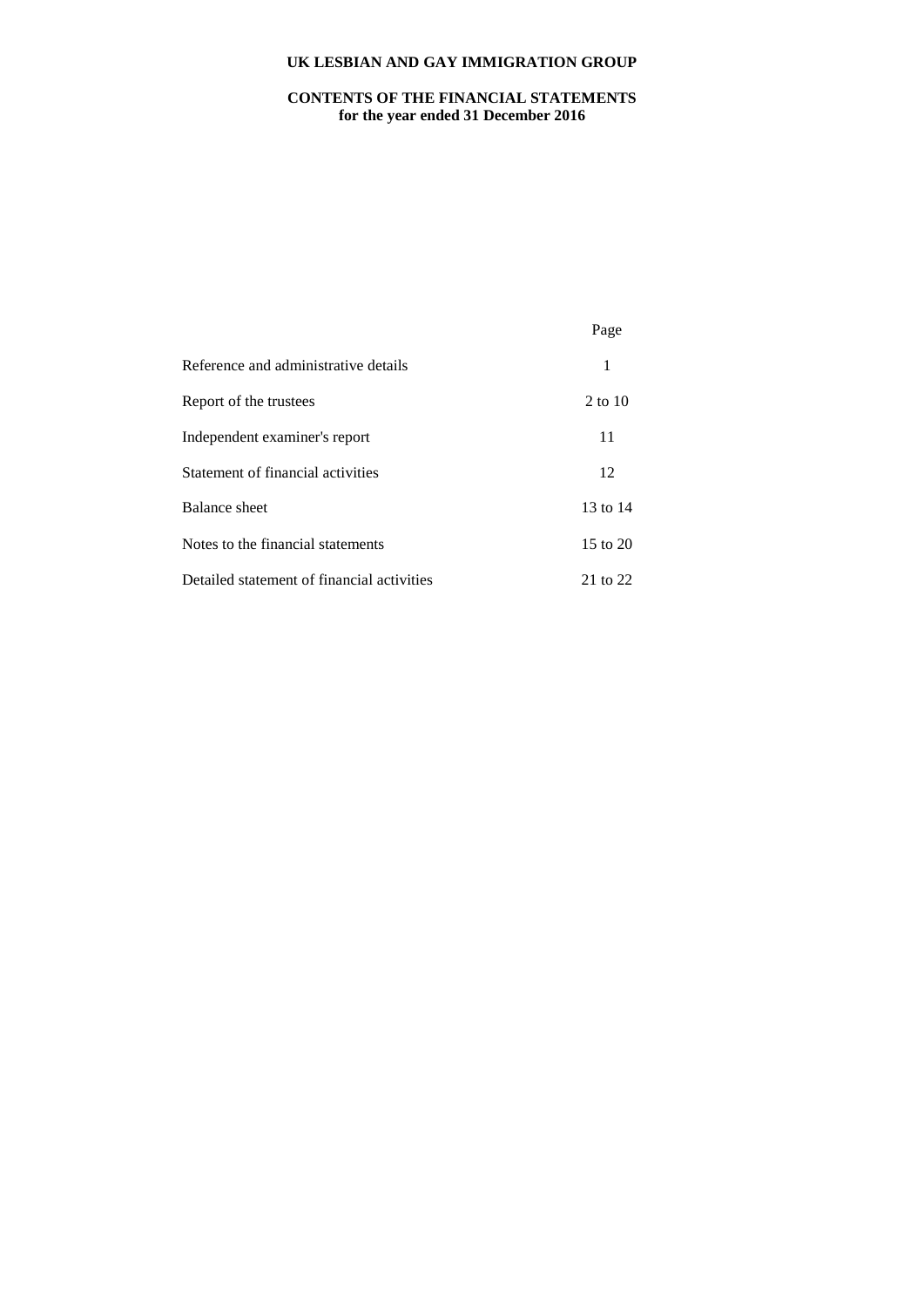# UK LESBIAN AND GAY IMMIGRATION GROUP

## CONTENTS OF THE FINANCIAL STATEMENTS
**for the year ended 31 December 2016**

| | Page |
|---|---|
| Reference and administrative details | 1 |
| Report of the trustees | 2 to 10 |
| Independent examiner's report | 11 |
| Statement of financial activities | 12 |
| Balance sheet | 13 to 14 |
| Notes to the financial statements | 15 to 20 |
| Detailed statement of financial activities | 21 to 22 |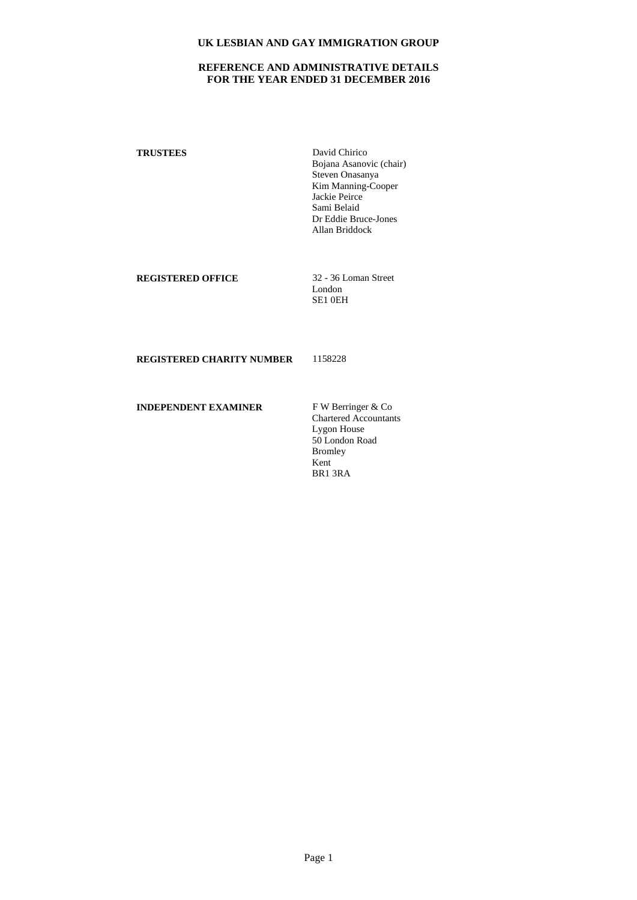# UK LESBIAN AND GAY IMMIGRATION GROUP

## REFERENCE AND ADMINISTRATIVE DETAILS
## FOR THE YEAR ENDED 31 DECEMBER 2016

**TRUSTEES**

David Chirico
Bojana Asanovic (chair)
Steven Onasanya
Kim Manning-Cooper
Jackie Peirce
Sami Belaid
Dr Eddie Bruce-Jones
Allan Briddock

**REGISTERED OFFICE**

32 - 36 Loman Street
London
SE1 0EH

**REGISTERED CHARITY NUMBER**

1158228

**INDEPENDENT EXAMINER**

F W Berringer & Co
Chartered Accountants
Lygon House
50 London Road
Bromley
Kent
BR1 3RA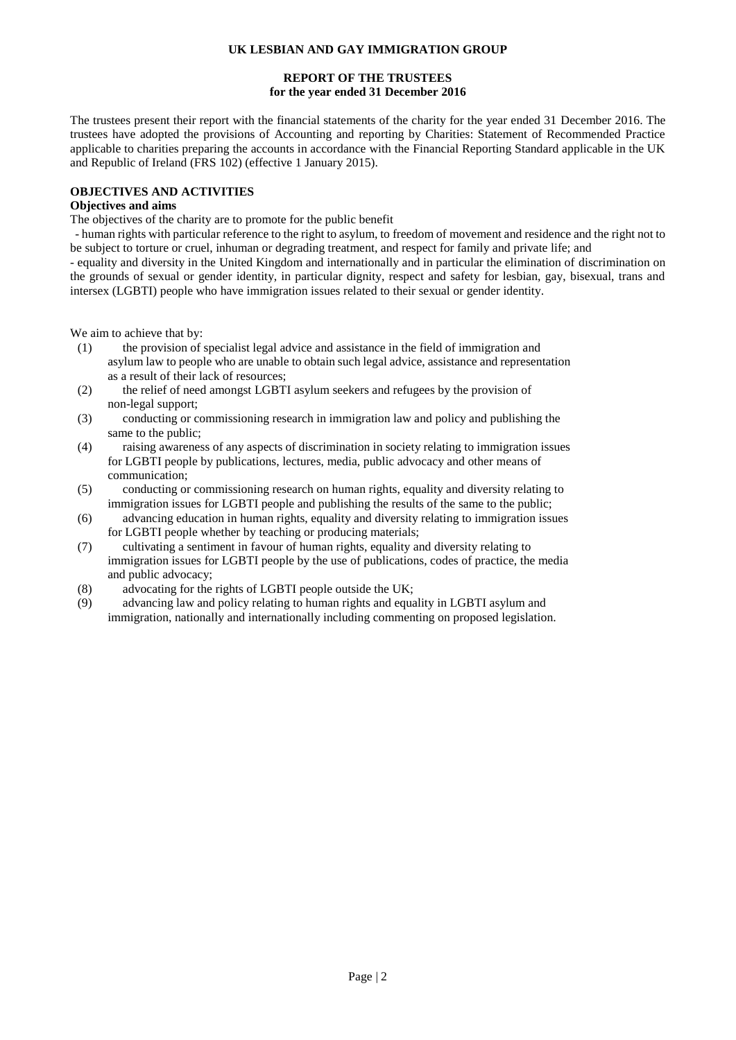# UK LESBIAN AND GAY IMMIGRATION GROUP

## REPORT OF THE TRUSTEES
## for the year ended 31 December 2016

The trustees present their report with the financial statements of the charity for the year ended 31 December 2016. The trustees have adopted the provisions of Accounting and reporting by Charities: Statement of Recommended Practice applicable to charities preparing the accounts in accordance with the Financial Reporting Standard applicable in the UK and Republic of Ireland (FRS 102) (effective 1 January 2015).

### OBJECTIVES AND ACTIVITIES

**Objectives and aims**

The objectives of the charity are to promote for the public benefit

- human rights with particular reference to the right to asylum, to freedom of movement and residence and the right not to be subject to torture or cruel, inhuman or degrading treatment, and respect for family and private life; and
- equality and diversity in the United Kingdom and internationally and in particular the elimination of discrimination on the grounds of sexual or gender identity, in particular dignity, respect and safety for lesbian, gay, bisexual, trans and intersex (LGBTI) people who have immigration issues related to their sexual or gender identity.

We aim to achieve that by:

(1) the provision of specialist legal advice and assistance in the field of immigration and asylum law to people who are unable to obtain such legal advice, assistance and representation as a result of their lack of resources;

(2) the relief of need amongst LGBTI asylum seekers and refugees by the provision of non-legal support;

(3) conducting or commissioning research in immigration law and policy and publishing the same to the public;

(4) raising awareness of any aspects of discrimination in society relating to immigration issues for LGBTI people by publications, lectures, media, public advocacy and other means of communication;

(5) conducting or commissioning research on human rights, equality and diversity relating to immigration issues for LGBTI people and publishing the results of the same to the public;

(6) advancing education in human rights, equality and diversity relating to immigration issues for LGBTI people whether by teaching or producing materials;

(7) cultivating a sentiment in favour of human rights, equality and diversity relating to immigration issues for LGBTI people by the use of publications, codes of practice, the media and public advocacy;

(8) advocating for the rights of LGBTI people outside the UK;

(9) advancing law and policy relating to human rights and equality in LGBTI asylum and immigration, nationally and internationally including commenting on proposed legislation.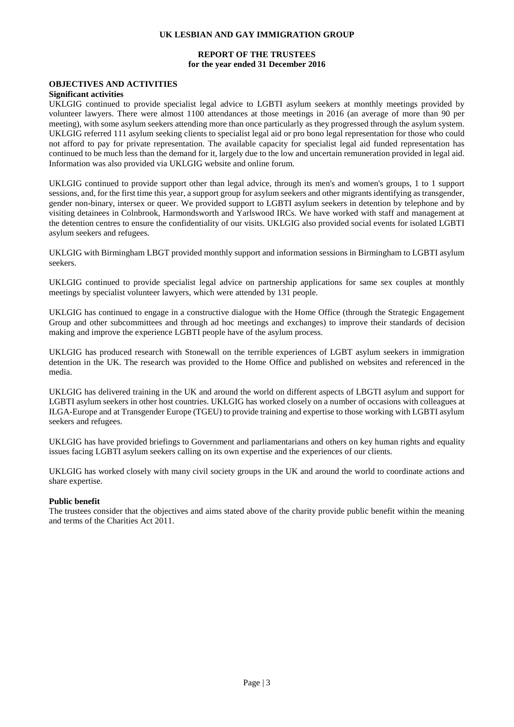UK LESBIAN AND GAY IMMIGRATION GROUP

**REPORT OF THE TRUSTEES**
**for the year ended 31 December 2016**

## OBJECTIVES AND ACTIVITIES

### Significant activities

UKLGIG continued to provide specialist legal advice to LGBTI asylum seekers at monthly meetings provided by volunteer lawyers. There were almost 1100 attendances at those meetings in 2016 (an average of more than 90 per meeting), with some asylum seekers attending more than once particularly as they progressed through the asylum system. UKLGIG referred 111 asylum seeking clients to specialist legal aid or pro bono legal representation for those who could not afford to pay for private representation. The available capacity for specialist legal aid funded representation has continued to be much less than the demand for it, largely due to the low and uncertain remuneration provided in legal aid. Information was also provided via UKLGIG website and online forum.

UKLGIG continued to provide support other than legal advice, through its men's and women's groups, 1 to 1 support sessions, and, for the first time this year, a support group for asylum seekers and other migrants identifying as transgender, gender non-binary, intersex or queer. We provided support to LGBTI asylum seekers in detention by telephone and by visiting detainees in Colnbrook, Harmondsworth and Yarlswood IRCs. We have worked with staff and management at the detention centres to ensure the confidentiality of our visits. UKLGIG also provided social events for isolated LGBTI asylum seekers and refugees.

UKLGIG with Birmingham LBGT provided monthly support and information sessions in Birmingham to LGBTI asylum seekers.

UKLGIG continued to provide specialist legal advice on partnership applications for same sex couples at monthly meetings by specialist volunteer lawyers, which were attended by 131 people.

UKLGIG has continued to engage in a constructive dialogue with the Home Office (through the Strategic Engagement Group and other subcommittees and through ad hoc meetings and exchanges) to improve their standards of decision making and improve the experience LGBTI people have of the asylum process.

UKLGIG has produced research with Stonewall on the terrible experiences of LGBT asylum seekers in immigration detention in the UK. The research was provided to the Home Office and published on websites and referenced in the media.

UKLGIG has delivered training in the UK and around the world on different aspects of LBGTI asylum and support for LGBTI asylum seekers in other host countries. UKLGIG has worked closely on a number of occasions with colleagues at ILGA-Europe and at Transgender Europe (TGEU) to provide training and expertise to those working with LGBTI asylum seekers and refugees.

UKLGIG has have provided briefings to Government and parliamentarians and others on key human rights and equality issues facing LGBTI asylum seekers calling on its own expertise and the experiences of our clients.

UKLGIG has worked closely with many civil society groups in the UK and around the world to coordinate actions and share expertise.

### Public benefit

The trustees consider that the objectives and aims stated above of the charity provide public benefit within the meaning and terms of the Charities Act 2011.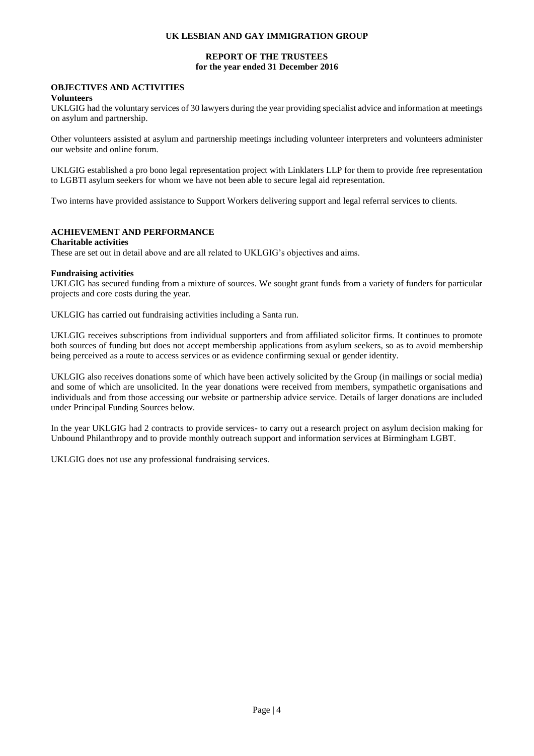## OBJECTIVES AND ACTIVITIES

### Volunteers

UKLGIG had the voluntary services of 30 lawyers during the year providing specialist advice and information at meetings on asylum and partnership.

Other volunteers assisted at asylum and partnership meetings including volunteer interpreters and volunteers administer our website and online forum.

UKLGIG established a pro bono legal representation project with Linklaters LLP for them to provide free representation to LGBTI asylum seekers for whom we have not been able to secure legal aid representation.

Two interns have provided assistance to Support Workers delivering support and legal referral services to clients.

## ACHIEVEMENT AND PERFORMANCE

### Charitable activities

These are set out in detail above and are all related to UKLGIG's objectives and aims.

### Fundraising activities

UKLGIG has secured funding from a mixture of sources. We sought grant funds from a variety of funders for particular projects and core costs during the year.

UKLGIG has carried out fundraising activities including a Santa run.

UKLGIG receives subscriptions from individual supporters and from affiliated solicitor firms. It continues to promote both sources of funding but does not accept membership applications from asylum seekers, so as to avoid membership being perceived as a route to access services or as evidence confirming sexual or gender identity.

UKLGIG also receives donations some of which have been actively solicited by the Group (in mailings or social media) and some of which are unsolicited. In the year donations were received from members, sympathetic organisations and individuals and from those accessing our website or partnership advice service. Details of larger donations are included under Principal Funding Sources below.

In the year UKLGIG had 2 contracts to provide services- to carry out a research project on asylum decision making for Unbound Philanthropy and to provide monthly outreach support and information services at Birmingham LGBT.

UKLGIG does not use any professional fundraising services.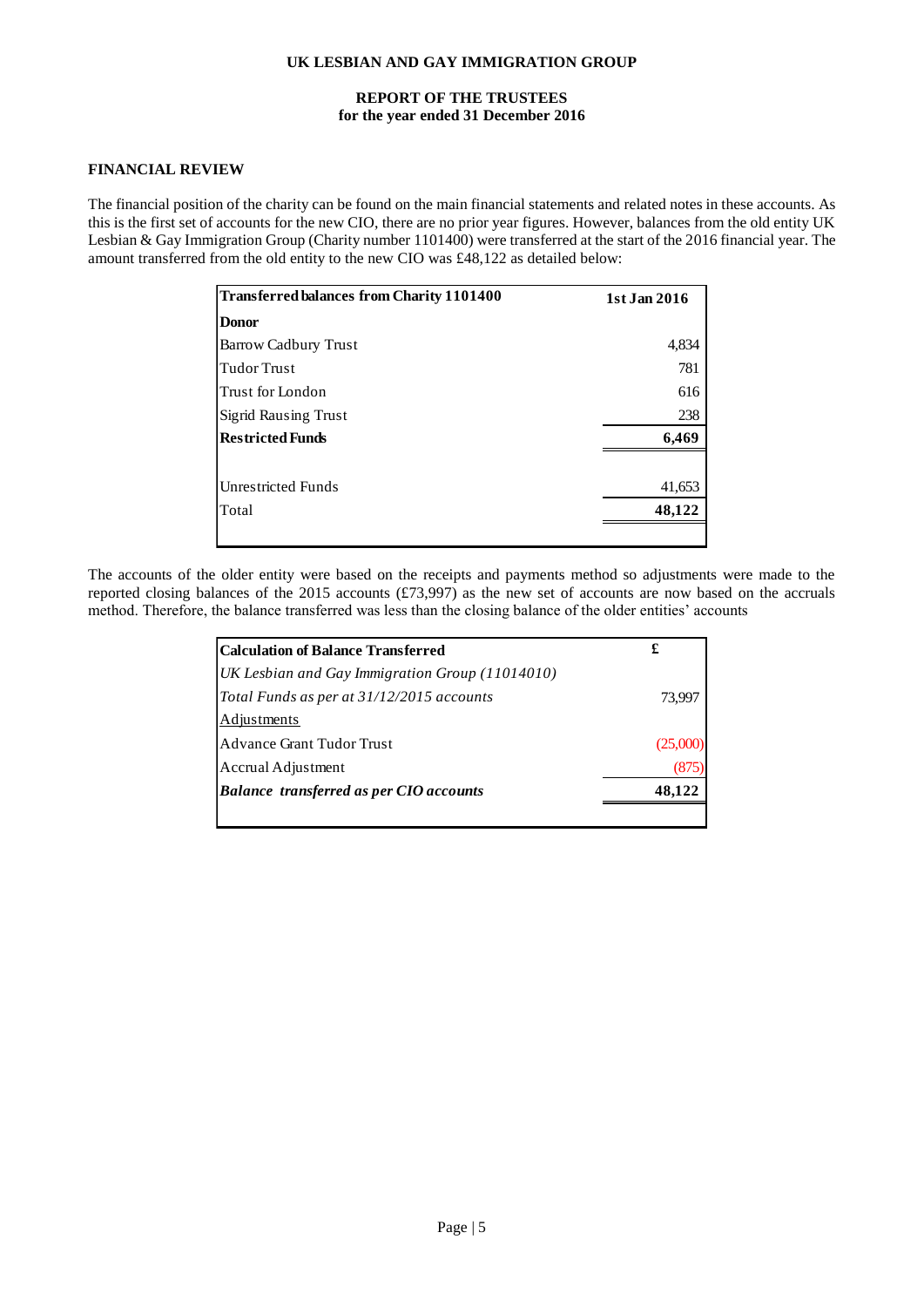## FINANCIAL REVIEW

The financial position of the charity can be found on the main financial statements and related notes in these accounts. As this is the first set of accounts for the new CIO, there are no prior year figures. However, balances from the old entity UK Lesbian & Gay Immigration Group (Charity number 1101400) were transferred at the start of the 2016 financial year. The amount transferred from the old entity to the new CIO was £48,122 as detailed below:

| **Transferred balances from Charity 1101400** | **1st Jan 2016** |
|---|---|
| **Donor** | |
| Barrow Cadbury Trust | 4,834 |
| Tudor Trust | 781 |
| Trust for London | 616 |
| Sigrid Rausing Trust | 238 |
| **Restricted Funds** | **6,469** |
| | |
| Unrestricted Funds | 41,653 |
| Total | **48,122** |

The accounts of the older entity were based on the receipts and payments method so adjustments were made to the reported closing balances of the 2015 accounts (£73,997) as the new set of accounts are now based on the accruals method. Therefore, the balance transferred was less than the closing balance of the older entities' accounts

| **Calculation of Balance Transferred** | **£** |
|---|---|
| *UK Lesbian and Gay Immigration Group (11014010)* | |
| *Total Funds as per at 31/12/2015 accounts* | 73,997 |
| Adjustments | |
| Advance Grant Tudor Trust | (25,000) |
| Accrual Adjustment | (875) |
| ***Balance transferred as per CIO accounts*** | **48,122** |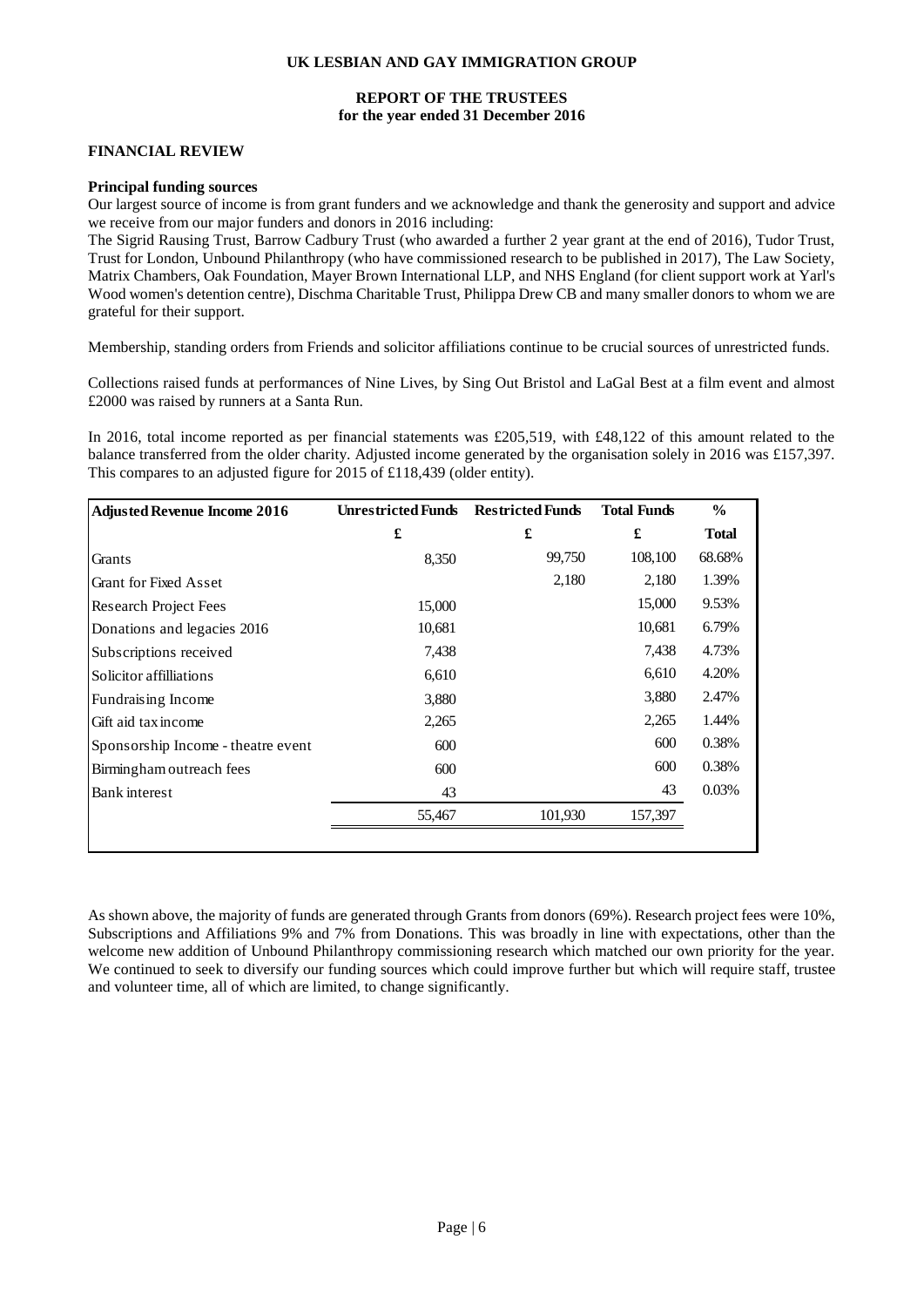## FINANCIAL REVIEW

### Principal funding sources

Our largest source of income is from grant funders and we acknowledge and thank the generosity and support and advice we receive from our major funders and donors in 2016 including:

The Sigrid Rausing Trust, Barrow Cadbury Trust (who awarded a further 2 year grant at the end of 2016), Tudor Trust, Trust for London, Unbound Philanthropy (who have commissioned research to be published in 2017), The Law Society, Matrix Chambers, Oak Foundation, Mayer Brown International LLP, and NHS England (for client support work at Yarl's Wood women's detention centre), Dischma Charitable Trust, Philippa Drew CB and many smaller donors to whom we are grateful for their support.

Membership, standing orders from Friends and solicitor affiliations continue to be crucial sources of unrestricted funds.

Collections raised funds at performances of Nine Lives, by Sing Out Bristol and LaGal Best at a film event and almost £2000 was raised by runners at a Santa Run.

In 2016, total income reported as per financial statements was £205,519, with £48,122 of this amount related to the balance transferred from the older charity. Adjusted income generated by the organisation solely in 2016 was £157,397. This compares to an adjusted figure for 2015 of £118,439 (older entity).

| Adjusted Revenue Income 2016 | Unrestricted Funds | Restricted Funds | Total Funds | % |
|---|---|---|---|---|
| | £ | £ | £ | Total |
| Grants | 8,350 | 99,750 | 108,100 | 68.68% |
| Grant for Fixed Asset | | 2,180 | 2,180 | 1.39% |
| Research Project Fees | 15,000 | | 15,000 | 9.53% |
| Donations and legacies 2016 | 10,681 | | 10,681 | 6.79% |
| Subscriptions received | 7,438 | | 7,438 | 4.73% |
| Solicitor affilliations | 6,610 | | 6,610 | 4.20% |
| Fundraising Income | 3,880 | | 3,880 | 2.47% |
| Gift aid tax income | 2,265 | | 2,265 | 1.44% |
| Sponsorship Income - theatre event | 600 | | 600 | 0.38% |
| Birmingham outreach fees | 600 | | 600 | 0.38% |
| Bank interest | 43 | | 43 | 0.03% |
| | 55,467 | 101,930 | 157,397 | |

As shown above, the majority of funds are generated through Grants from donors (69%). Research project fees were 10%, Subscriptions and Affiliations 9% and 7% from Donations. This was broadly in line with expectations, other than the welcome new addition of Unbound Philanthropy commissioning research which matched our own priority for the year. We continued to seek to diversify our funding sources which could improve further but which will require staff, trustee and volunteer time, all of which are limited, to change significantly.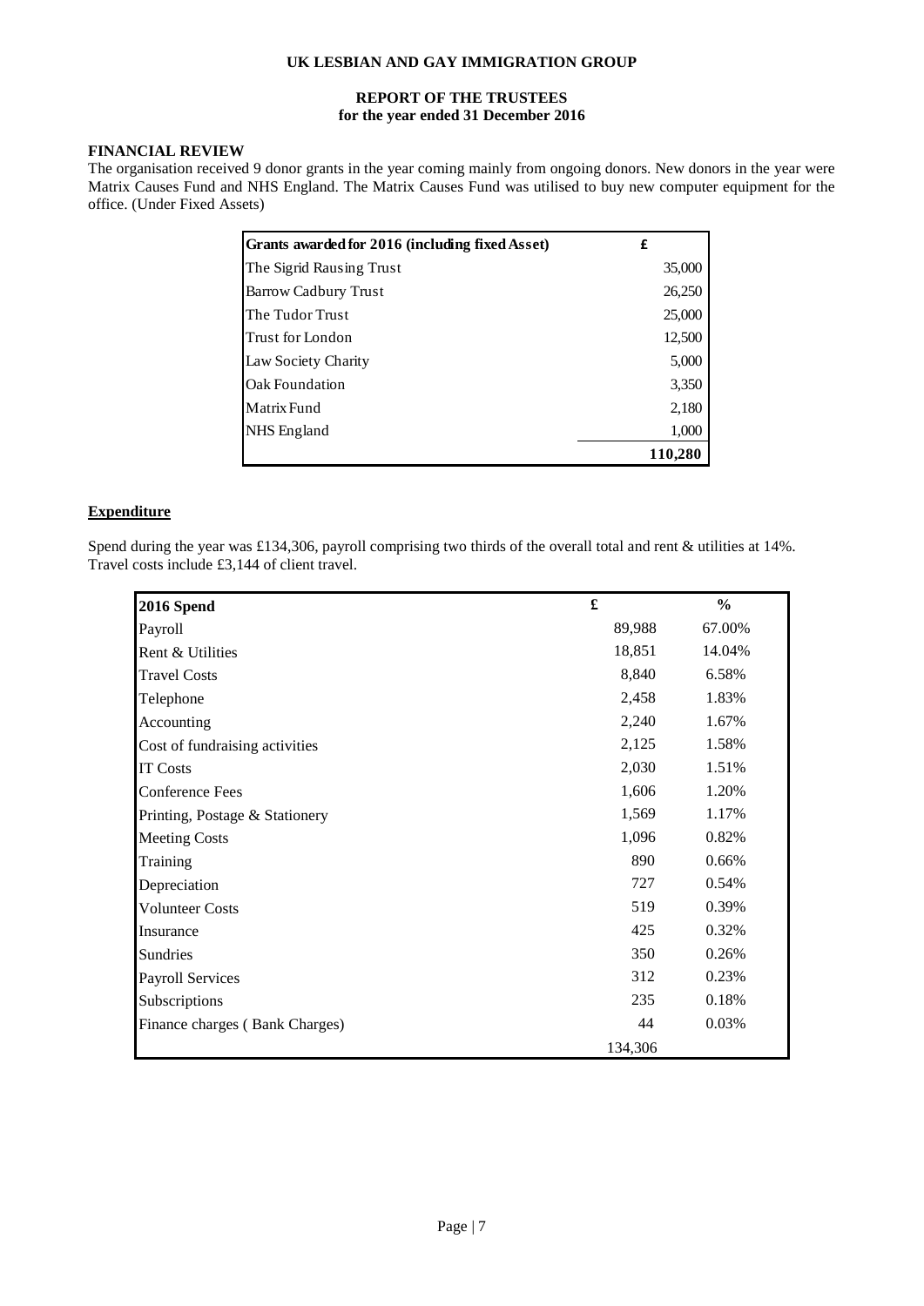# UK LESBIAN AND GAY IMMIGRATION GROUP

## REPORT OF THE TRUSTEES
## for the year ended 31 December 2016

### FINANCIAL REVIEW

The organisation received 9 donor grants in the year coming mainly from ongoing donors. New donors in the year were Matrix Causes Fund and NHS England. The Matrix Causes Fund was utilised to buy new computer equipment for the office. (Under Fixed Assets)

| Grants awarded for 2016 (including fixed Asset) | £ |
|---|---|
| The Sigrid Rausing Trust | 35,000 |
| Barrow Cadbury Trust | 26,250 |
| The Tudor Trust | 25,000 |
| Trust for London | 12,500 |
| Law Society Charity | 5,000 |
| Oak Foundation | 3,350 |
| Matrix Fund | 2,180 |
| NHS England | 1,000 |
| | **110,280** |

### Expenditure

Spend during the year was £134,306, payroll comprising two thirds of the overall total and rent & utilities at 14%. Travel costs include £3,144 of client travel.

| 2016 Spend | £ | % |
|---|---|---|
| Payroll | 89,988 | 67.00% |
| Rent & Utilities | 18,851 | 14.04% |
| Travel Costs | 8,840 | 6.58% |
| Telephone | 2,458 | 1.83% |
| Accounting | 2,240 | 1.67% |
| Cost of fundraising activities | 2,125 | 1.58% |
| IT Costs | 2,030 | 1.51% |
| Conference Fees | 1,606 | 1.20% |
| Printing, Postage & Stationery | 1,569 | 1.17% |
| Meeting Costs | 1,096 | 0.82% |
| Training | 890 | 0.66% |
| Depreciation | 727 | 0.54% |
| Volunteer Costs | 519 | 0.39% |
| Insurance | 425 | 0.32% |
| Sundries | 350 | 0.26% |
| Payroll Services | 312 | 0.23% |
| Subscriptions | 235 | 0.18% |
| Finance charges ( Bank Charges) | 44 | 0.03% |
| | 134,306 | |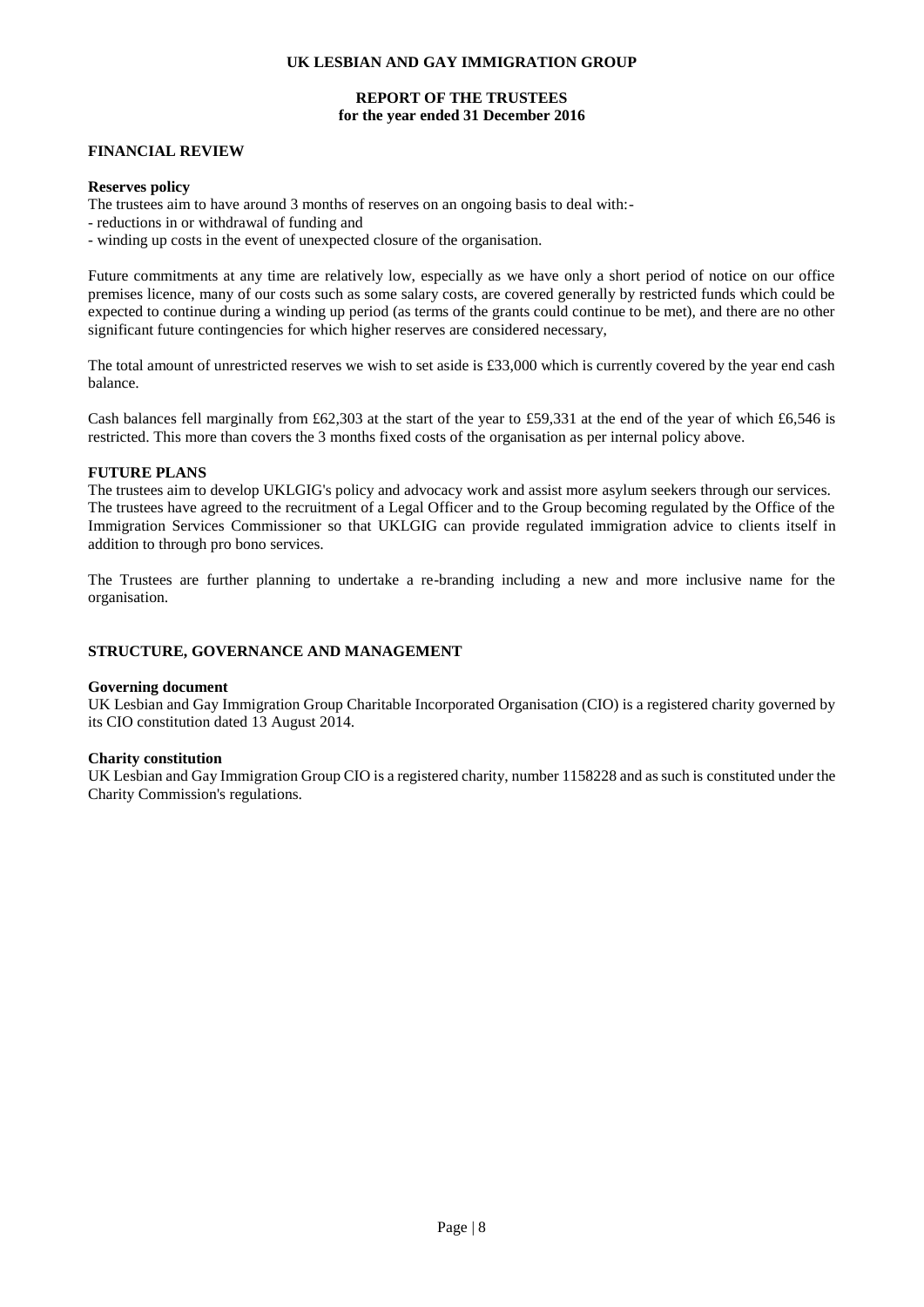## FINANCIAL REVIEW

**Reserves policy**

The trustees aim to have around 3 months of reserves on an ongoing basis to deal with:-
- reductions in or withdrawal of funding and
- winding up costs in the event of unexpected closure of the organisation.

Future commitments at any time are relatively low, especially as we have only a short period of notice on our office premises licence, many of our costs such as some salary costs, are covered generally by restricted funds which could be expected to continue during a winding up period (as terms of the grants could continue to be met), and there are no other significant future contingencies for which higher reserves are considered necessary,

The total amount of unrestricted reserves we wish to set aside is £33,000 which is currently covered by the year end cash balance.

Cash balances fell marginally from £62,303 at the start of the year to £59,331 at the end of the year of which £6,546 is restricted. This more than covers the 3 months fixed costs of the organisation as per internal policy above.

## FUTURE PLANS

The trustees aim to develop UKLGIG's policy and advocacy work and assist more asylum seekers through our services. The trustees have agreed to the recruitment of a Legal Officer and to the Group becoming regulated by the Office of the Immigration Services Commissioner so that UKLGIG can provide regulated immigration advice to clients itself in addition to through pro bono services.

The Trustees are further planning to undertake a re-branding including a new and more inclusive name for the organisation.

## STRUCTURE, GOVERNANCE AND MANAGEMENT

**Governing document**

UK Lesbian and Gay Immigration Group Charitable Incorporated Organisation (CIO) is a registered charity governed by its CIO constitution dated 13 August 2014.

**Charity constitution**

UK Lesbian and Gay Immigration Group CIO is a registered charity, number 1158228 and as such is constituted under the Charity Commission's regulations.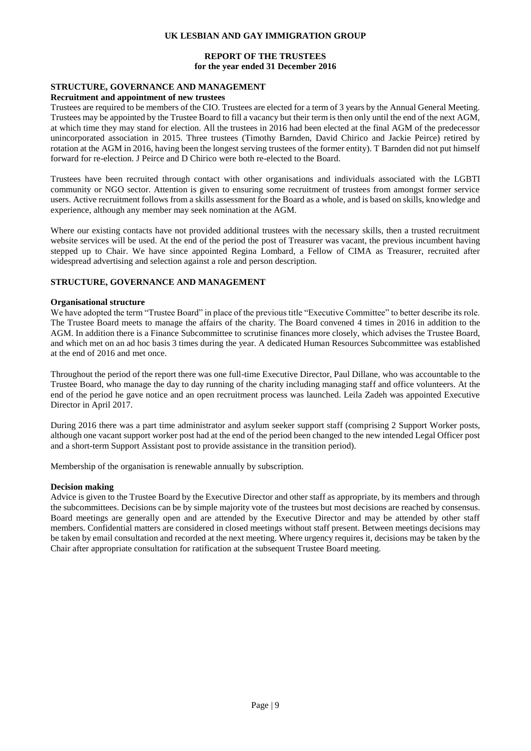# UK LESBIAN AND GAY IMMIGRATION GROUP

## REPORT OF THE TRUSTEES
## for the year ended 31 December 2016

### STRUCTURE, GOVERNANCE AND MANAGEMENT

**Recruitment and appointment of new trustees**

Trustees are required to be members of the CIO. Trustees are elected for a term of 3 years by the Annual General Meeting. Trustees may be appointed by the Trustee Board to fill a vacancy but their term is then only until the end of the next AGM, at which time they may stand for election. All the trustees in 2016 had been elected at the final AGM of the predecessor unincorporated association in 2015. Three trustees (Timothy Barnden, David Chirico and Jackie Peirce) retired by rotation at the AGM in 2016, having been the longest serving trustees of the former entity). T Barnden did not put himself forward for re-election. J Peirce and D Chirico were both re-elected to the Board.

Trustees have been recruited through contact with other organisations and individuals associated with the LGBTI community or NGO sector. Attention is given to ensuring some recruitment of trustees from amongst former service users. Active recruitment follows from a skills assessment for the Board as a whole, and is based on skills, knowledge and experience, although any member may seek nomination at the AGM.

Where our existing contacts have not provided additional trustees with the necessary skills, then a trusted recruitment website services will be used. At the end of the period the post of Treasurer was vacant, the previous incumbent having stepped up to Chair. We have since appointed Regina Lombard, a Fellow of CIMA as Treasurer, recruited after widespread advertising and selection against a role and person description.

### STRUCTURE, GOVERNANCE AND MANAGEMENT

**Organisational structure**

We have adopted the term "Trustee Board" in place of the previous title "Executive Committee" to better describe its role. The Trustee Board meets to manage the affairs of the charity. The Board convened 4 times in 2016 in addition to the AGM. In addition there is a Finance Subcommittee to scrutinise finances more closely, which advises the Trustee Board, and which met on an ad hoc basis 3 times during the year. A dedicated Human Resources Subcommittee was established at the end of 2016 and met once.

Throughout the period of the report there was one full-time Executive Director, Paul Dillane, who was accountable to the Trustee Board, who manage the day to day running of the charity including managing staff and office volunteers. At the end of the period he gave notice and an open recruitment process was launched. Leila Zadeh was appointed Executive Director in April 2017.

During 2016 there was a part time administrator and asylum seeker support staff (comprising 2 Support Worker posts, although one vacant support worker post had at the end of the period been changed to the new intended Legal Officer post and a short-term Support Assistant post to provide assistance in the transition period).

Membership of the organisation is renewable annually by subscription.

**Decision making**

Advice is given to the Trustee Board by the Executive Director and other staff as appropriate, by its members and through the subcommittees. Decisions can be by simple majority vote of the trustees but most decisions are reached by consensus. Board meetings are generally open and are attended by the Executive Director and may be attended by other staff members. Confidential matters are considered in closed meetings without staff present. Between meetings decisions may be taken by email consultation and recorded at the next meeting. Where urgency requires it, decisions may be taken by the Chair after appropriate consultation for ratification at the subsequent Trustee Board meeting.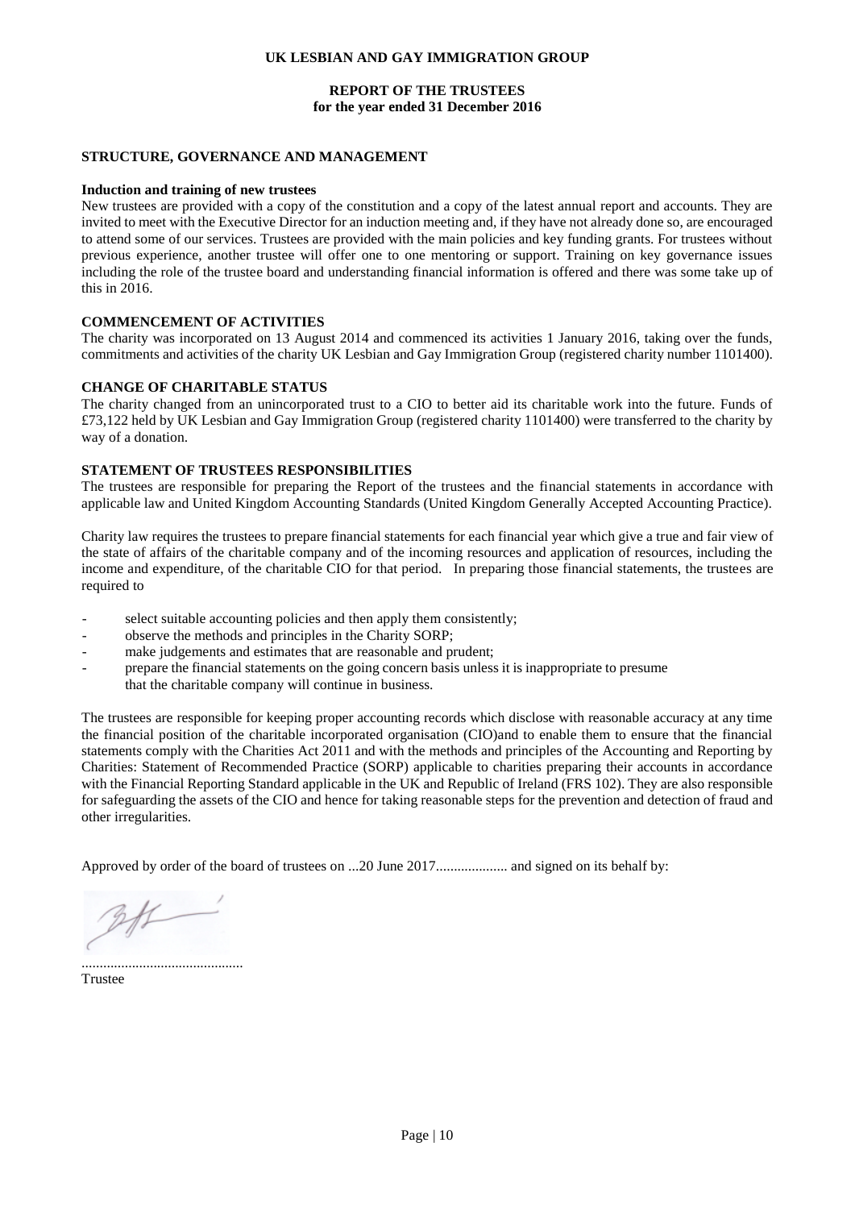**UK LESBIAN AND GAY IMMIGRATION GROUP**

**REPORT OF THE TRUSTEES**
**for the year ended 31 December 2016**

## STRUCTURE, GOVERNANCE AND MANAGEMENT

**Induction and training of new trustees**

New trustees are provided with a copy of the constitution and a copy of the latest annual report and accounts. They are invited to meet with the Executive Director for an induction meeting and, if they have not already done so, are encouraged to attend some of our services. Trustees are provided with the main policies and key funding grants. For trustees without previous experience, another trustee will offer one to one mentoring or support. Training on key governance issues including the role of the trustee board and understanding financial information is offered and there was some take up of this in 2016.

## COMMENCEMENT OF ACTIVITIES

The charity was incorporated on 13 August 2014 and commenced its activities 1 January 2016, taking over the funds, commitments and activities of the charity UK Lesbian and Gay Immigration Group (registered charity number 1101400).

## CHANGE OF CHARITABLE STATUS

The charity changed from an unincorporated trust to a CIO to better aid its charitable work into the future. Funds of £73,122 held by UK Lesbian and Gay Immigration Group (registered charity 1101400) were transferred to the charity by way of a donation.

## STATEMENT OF TRUSTEES RESPONSIBILITIES

The trustees are responsible for preparing the Report of the trustees and the financial statements in accordance with applicable law and United Kingdom Accounting Standards (United Kingdom Generally Accepted Accounting Practice).

Charity law requires the trustees to prepare financial statements for each financial year which give a true and fair view of the state of affairs of the charitable company and of the incoming resources and application of resources, including the income and expenditure, of the charitable CIO for that period. In preparing those financial statements, the trustees are required to

- select suitable accounting policies and then apply them consistently;
- observe the methods and principles in the Charity SORP;
- make judgements and estimates that are reasonable and prudent;
- prepare the financial statements on the going concern basis unless it is inappropriate to presume that the charitable company will continue in business.

The trustees are responsible for keeping proper accounting records which disclose with reasonable accuracy at any time the financial position of the charitable incorporated organisation (CIO)and to enable them to ensure that the financial statements comply with the Charities Act 2011 and with the methods and principles of the Accounting and Reporting by Charities: Statement of Recommended Practice (SORP) applicable to charities preparing their accounts in accordance with the Financial Reporting Standard applicable in the UK and Republic of Ireland (FRS 102). They are also responsible for safeguarding the assets of the CIO and hence for taking reasonable steps for the prevention and detection of fraud and other irregularities.

Approved by order of the board of trustees on ...20 June 2017.................... and signed on its behalf by:

............................................

Trustee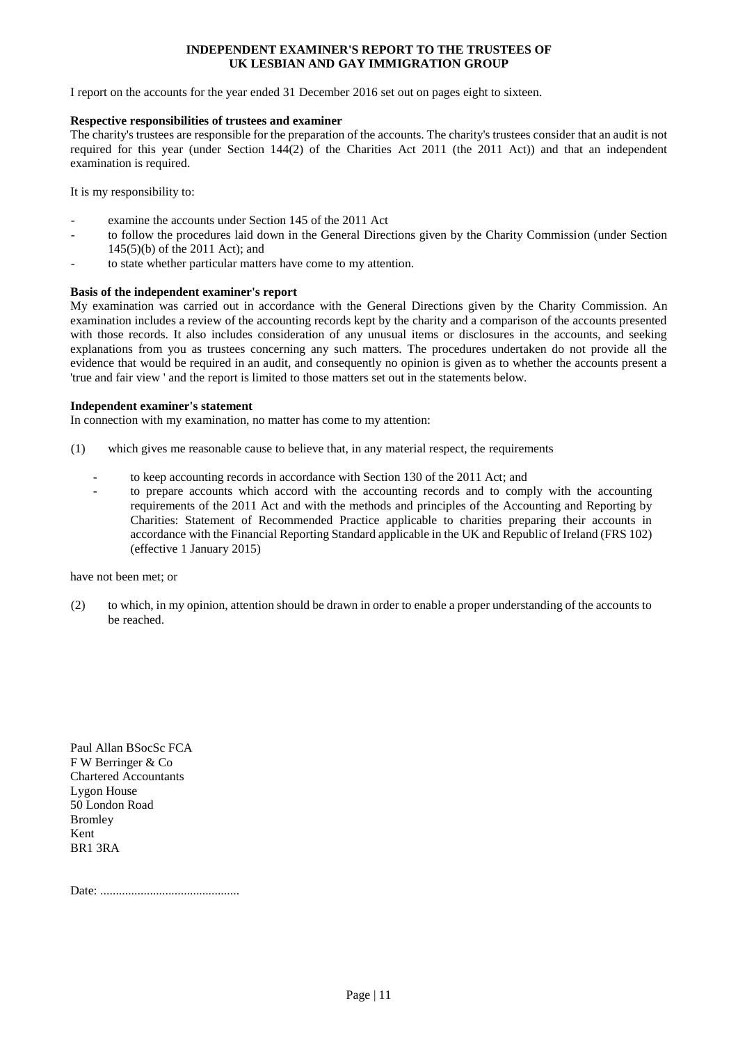# INDEPENDENT EXAMINER'S REPORT TO THE TRUSTEES OF UK LESBIAN AND GAY IMMIGRATION GROUP

I report on the accounts for the year ended 31 December 2016 set out on pages eight to sixteen.

**Respective responsibilities of trustees and examiner**

The charity's trustees are responsible for the preparation of the accounts. The charity's trustees consider that an audit is not required for this year (under Section 144(2) of the Charities Act 2011 (the 2011 Act)) and that an independent examination is required.

It is my responsibility to:

- examine the accounts under Section 145 of the 2011 Act
- to follow the procedures laid down in the General Directions given by the Charity Commission (under Section 145(5)(b) of the 2011 Act); and
- to state whether particular matters have come to my attention.

**Basis of the independent examiner's report**

My examination was carried out in accordance with the General Directions given by the Charity Commission. An examination includes a review of the accounting records kept by the charity and a comparison of the accounts presented with those records. It also includes consideration of any unusual items or disclosures in the accounts, and seeking explanations from you as trustees concerning any such matters. The procedures undertaken do not provide all the evidence that would be required in an audit, and consequently no opinion is given as to whether the accounts present a 'true and fair view ' and the report is limited to those matters set out in the statements below.

**Independent examiner's statement**

In connection with my examination, no matter has come to my attention:

(1) which gives me reasonable cause to believe that, in any material respect, the requirements

- to keep accounting records in accordance with Section 130 of the 2011 Act; and
- to prepare accounts which accord with the accounting records and to comply with the accounting requirements of the 2011 Act and with the methods and principles of the Accounting and Reporting by Charities: Statement of Recommended Practice applicable to charities preparing their accounts in accordance with the Financial Reporting Standard applicable in the UK and Republic of Ireland (FRS 102) (effective 1 January 2015)

have not been met; or

(2) to which, in my opinion, attention should be drawn in order to enable a proper understanding of the accounts to be reached.

Paul Allan BSocSc FCA
F W Berringer & Co
Chartered Accountants
Lygon House
50 London Road
Bromley
Kent
BR1 3RA

Date: .............................................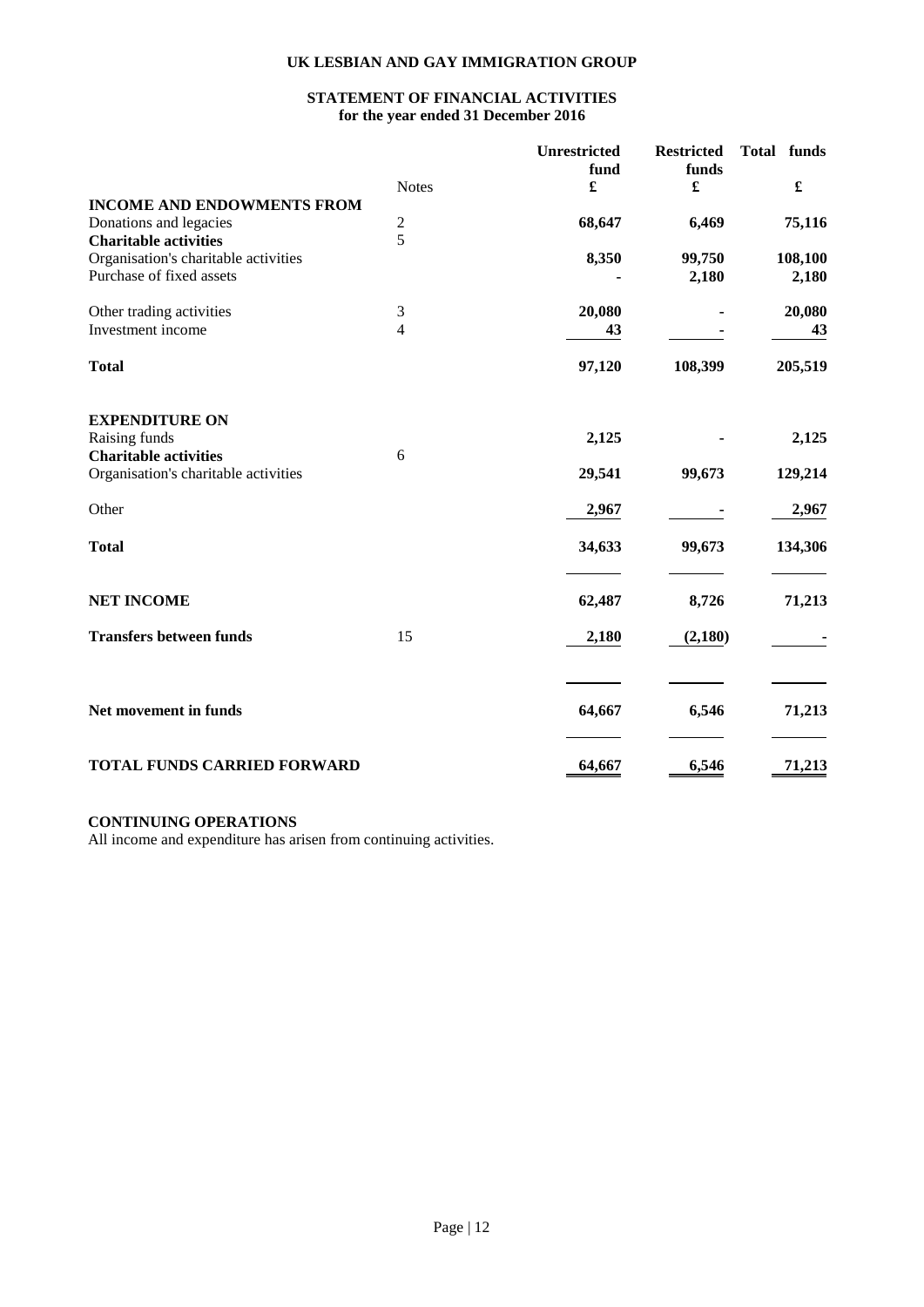**UK LESBIAN AND GAY IMMIGRATION GROUP**

**STATEMENT OF FINANCIAL ACTIVITIES**
**for the year ended 31 December 2016**

| | Notes | Unrestricted fund £ | Restricted funds £ | Total funds £ |
|---|---|---|---|---|
| **INCOME AND ENDOWMENTS FROM** | | | | |
| Donations and legacies | 2 | **68,647** | **6,469** | **75,116** |
| **Charitable activities** | 5 | | | |
| Organisation's charitable activities | | **8,350** | **99,750** | **108,100** |
| Purchase of fixed assets | | **-** | **2,180** | **2,180** |
| Other trading activities | 3 | **20,080** | **-** | **20,080** |
| Investment income | 4 | **43** | **-** | **43** |
| **Total** | | **97,120** | **108,399** | **205,519** |
| **EXPENDITURE ON** | | | | |
| Raising funds | | **2,125** | **-** | **2,125** |
| **Charitable activities** | 6 | | | |
| Organisation's charitable activities | | **29,541** | **99,673** | **129,214** |
| Other | | **2,967** | **-** | **2,967** |
| **Total** | | **34,633** | **99,673** | **134,306** |
| **NET INCOME** | | **62,487** | **8,726** | **71,213** |
| **Transfers between funds** | 15 | **2,180** | **(2,180)** | **-** |
| **Net movement in funds** | | **64,667** | **6,546** | **71,213** |
| **TOTAL FUNDS CARRIED FORWARD** | | **64,667** | **6,546** | **71,213** |

**CONTINUING OPERATIONS**

All income and expenditure has arisen from continuing activities.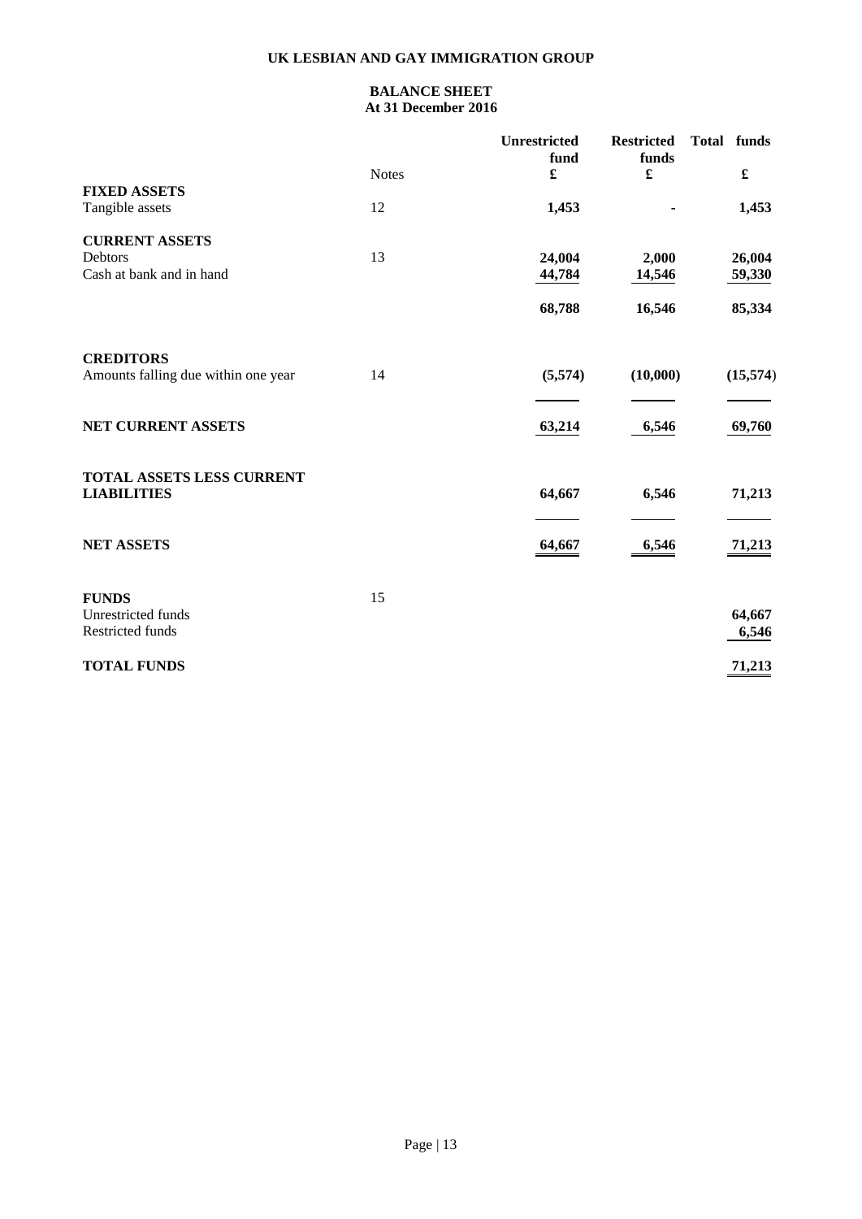# UK LESBIAN AND GAY IMMIGRATION GROUP

## BALANCE SHEET
## At 31 December 2016

| | Notes | Unrestricted fund £ | Restricted funds £ | Total funds £ |
|---|---|---|---|---|
| **FIXED ASSETS** | | | | |
| Tangible assets | 12 | **1,453** | **-** | **1,453** |
| **CURRENT ASSETS** | | | | |
| Debtors | 13 | **24,004** | **2,000** | **26,004** |
| Cash at bank and in hand | | **44,784** | **14,546** | **59,330** |
| | | **68,788** | **16,546** | **85,334** |
| **CREDITORS** | | | | |
| Amounts falling due within one year | 14 | **(5,574)** | **(10,000)** | **(15,574)** |
| **NET CURRENT ASSETS** | | **63,214** | **6,546** | **69,760** |
| **TOTAL ASSETS LESS CURRENT LIABILITIES** | | **64,667** | **6,546** | **71,213** |
| **NET ASSETS** | | **64,667** | **6,546** | **71,213** |
| **FUNDS** | 15 | | | |
| Unrestricted funds | | | | **64,667** |
| Restricted funds | | | | **6,546** |
| **TOTAL FUNDS** | | | | **71,213** |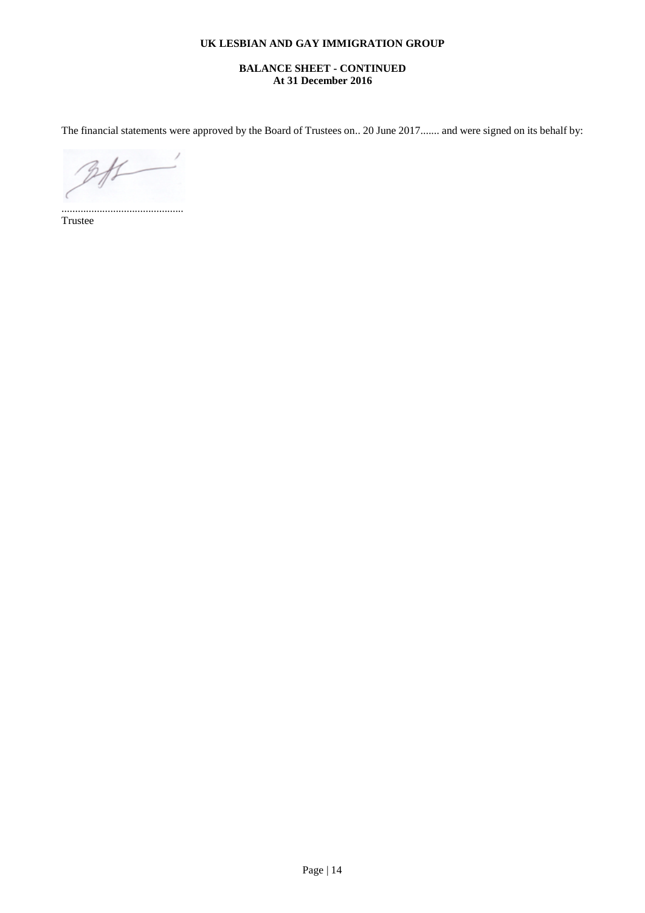**UK LESBIAN AND GAY IMMIGRATION GROUP**

**BALANCE SHEET - CONTINUED**
**At 31 December 2016**

The financial statements were approved by the Board of Trustees on.. 20 June 2017....... and were signed on its behalf by:

.............................................
Trustee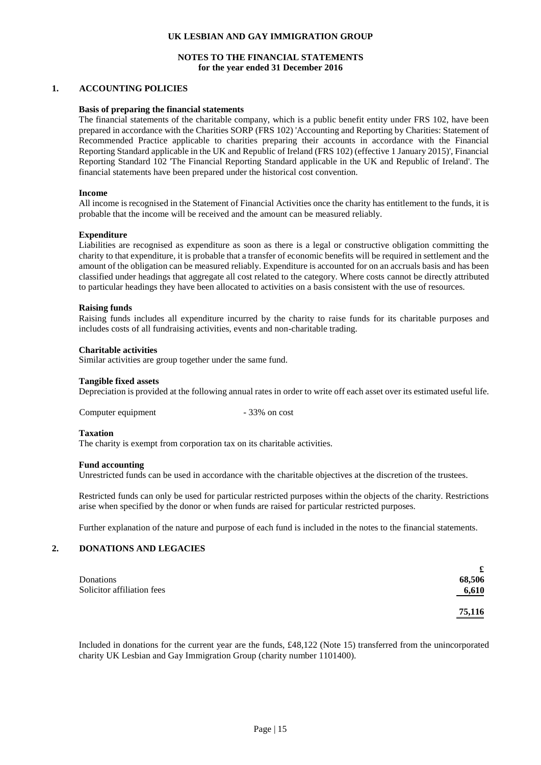# UK LESBIAN AND GAY IMMIGRATION GROUP

## NOTES TO THE FINANCIAL STATEMENTS
**for the year ended 31 December 2016**

## 1. ACCOUNTING POLICIES

**Basis of preparing the financial statements**

The financial statements of the charitable company, which is a public benefit entity under FRS 102, have been prepared in accordance with the Charities SORP (FRS 102) 'Accounting and Reporting by Charities: Statement of Recommended Practice applicable to charities preparing their accounts in accordance with the Financial Reporting Standard applicable in the UK and Republic of Ireland (FRS 102) (effective 1 January 2015)', Financial Reporting Standard 102 'The Financial Reporting Standard applicable in the UK and Republic of Ireland'. The financial statements have been prepared under the historical cost convention.

**Income**

All income is recognised in the Statement of Financial Activities once the charity has entitlement to the funds, it is probable that the income will be received and the amount can be measured reliably.

**Expenditure**

Liabilities are recognised as expenditure as soon as there is a legal or constructive obligation committing the charity to that expenditure, it is probable that a transfer of economic benefits will be required in settlement and the amount of the obligation can be measured reliably. Expenditure is accounted for on an accruals basis and has been classified under headings that aggregate all cost related to the category. Where costs cannot be directly attributed to particular headings they have been allocated to activities on a basis consistent with the use of resources.

**Raising funds**

Raising funds includes all expenditure incurred by the charity to raise funds for its charitable purposes and includes costs of all fundraising activities, events and non-charitable trading.

**Charitable activities**

Similar activities are group together under the same fund.

**Tangible fixed assets**

Depreciation is provided at the following annual rates in order to write off each asset over its estimated useful life.

Computer equipment - 33% on cost

**Taxation**

The charity is exempt from corporation tax on its charitable activities.

**Fund accounting**

Unrestricted funds can be used in accordance with the charitable objectives at the discretion of the trustees.

Restricted funds can only be used for particular restricted purposes within the objects of the charity. Restrictions arise when specified by the donor or when funds are raised for particular restricted purposes.

Further explanation of the nature and purpose of each fund is included in the notes to the financial statements.

## 2. DONATIONS AND LEGACIES

| | £ |
|---|---|
| Donations | 68,506 |
| Solicitor affiliation fees | 6,610 |
| | **75,116** |

Included in donations for the current year are the funds, £48,122 (Note 15) transferred from the unincorporated charity UK Lesbian and Gay Immigration Group (charity number 1101400).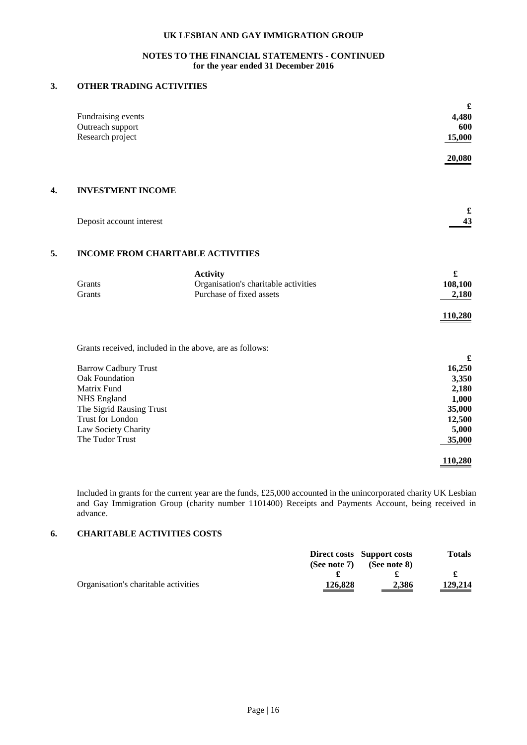# UK LESBIAN AND GAY IMMIGRATION GROUP

## NOTES TO THE FINANCIAL STATEMENTS - CONTINUED
**for the year ended 31 December 2016**

### 3. OTHER TRADING ACTIVITIES

| | £ |
|---|---|
| Fundraising events | 4,480 |
| Outreach support | 600 |
| Research project | 15,000 |
| | **20,080** |

### 4. INVESTMENT INCOME

| | £ |
|---|---|
| Deposit account interest | 43 |

### 5. INCOME FROM CHARITABLE ACTIVITIES

| | Activity | £ |
|---|---|---|
| Grants | Organisation's charitable activities | 108,100 |
| Grants | Purchase of fixed assets | 2,180 |
| | | **110,280** |

Grants received, included in the above, are as follows:

| | £ |
|---|---|
| Barrow Cadbury Trust | 16,250 |
| Oak Foundation | 3,350 |
| Matrix Fund | 2,180 |
| NHS England | 1,000 |
| The Sigrid Rausing Trust | 35,000 |
| Trust for London | 12,500 |
| Law Society Charity | 5,000 |
| The Tudor Trust | 35,000 |
| | **110,280** |

Included in grants for the current year are the funds, £25,000 accounted in the unincorporated charity UK Lesbian and Gay Immigration Group (charity number 1101400) Receipts and Payments Account, being received in advance.

### 6. CHARITABLE ACTIVITIES COSTS

| | Direct costs (See note 7) | Support costs (See note 8) | Totals |
|---|---|---|---|
| | £ | £ | £ |
| Organisation's charitable activities | 126,828 | 2,386 | 129,214 |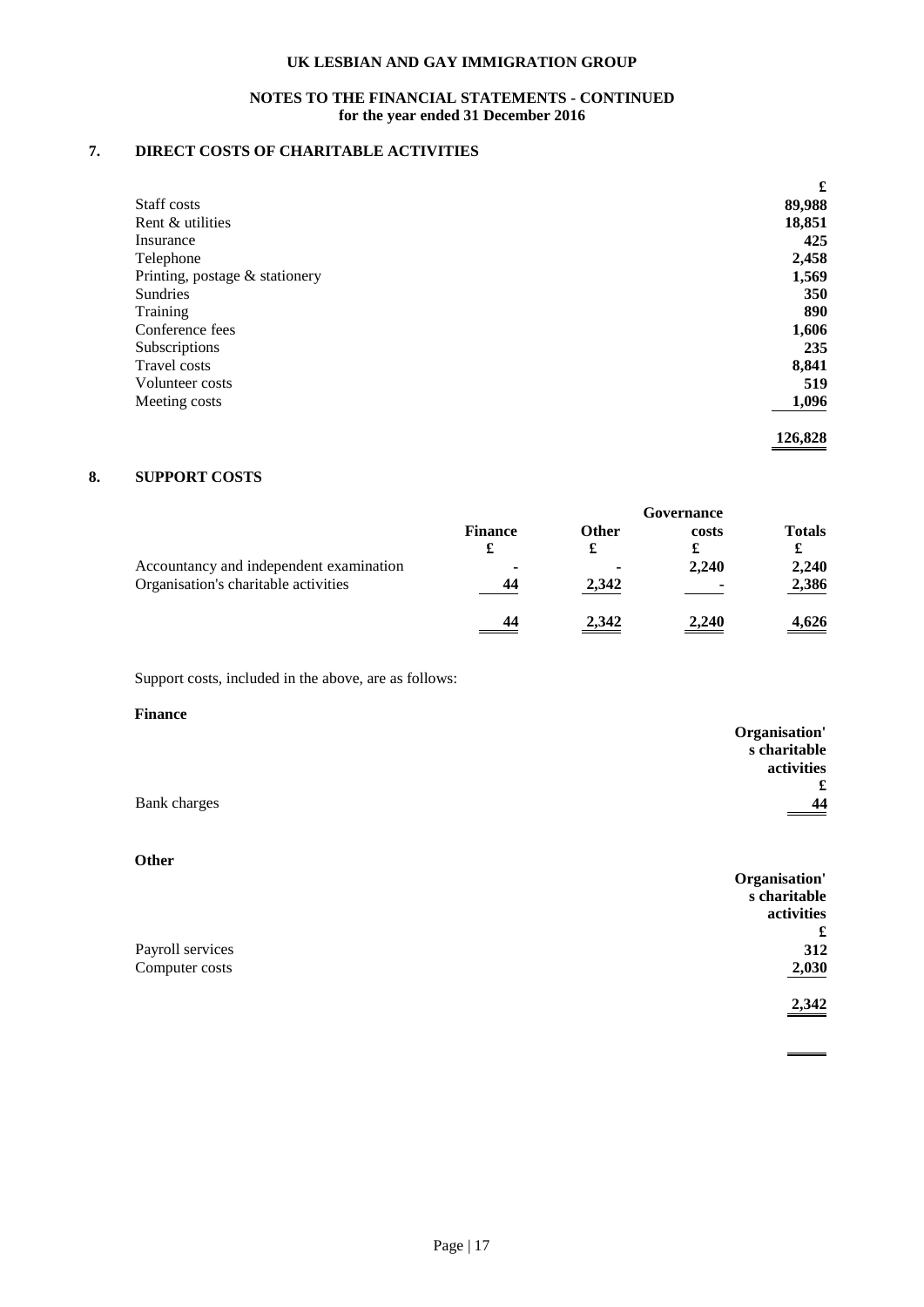## NOTES TO THE FINANCIAL STATEMENTS - CONTINUED
**for the year ended 31 December 2016**

### 7. DIRECT COSTS OF CHARITABLE ACTIVITIES

| | £ |
|---|---|
| Staff costs | 89,988 |
| Rent & utilities | 18,851 |
| Insurance | 425 |
| Telephone | 2,458 |
| Printing, postage & stationery | 1,569 |
| Sundries | 350 |
| Training | 890 |
| Conference fees | 1,606 |
| Subscriptions | 235 |
| Travel costs | 8,841 |
| Volunteer costs | 519 |
| Meeting costs | 1,096 |
| | **126,828** |

### 8. SUPPORT COSTS

| | Finance | Other | Governance costs | Totals |
|---|---|---|---|---|
| | £ | £ | £ | £ |
| Accountancy and independent examination | - | - | 2,240 | 2,240 |
| Organisation's charitable activities | 44 | 2,342 | - | 2,386 |
| | 44 | 2,342 | 2,240 | 4,626 |

Support costs, included in the above, are as follows:

**Finance**

| | Organisation's charitable activities |
|---|---|
| | £ |
| Bank charges | 44 |

**Other**

| | Organisation's charitable activities |
|---|---|
| | £ |
| Payroll services | 312 |
| Computer costs | 2,030 |
| | 2,342 |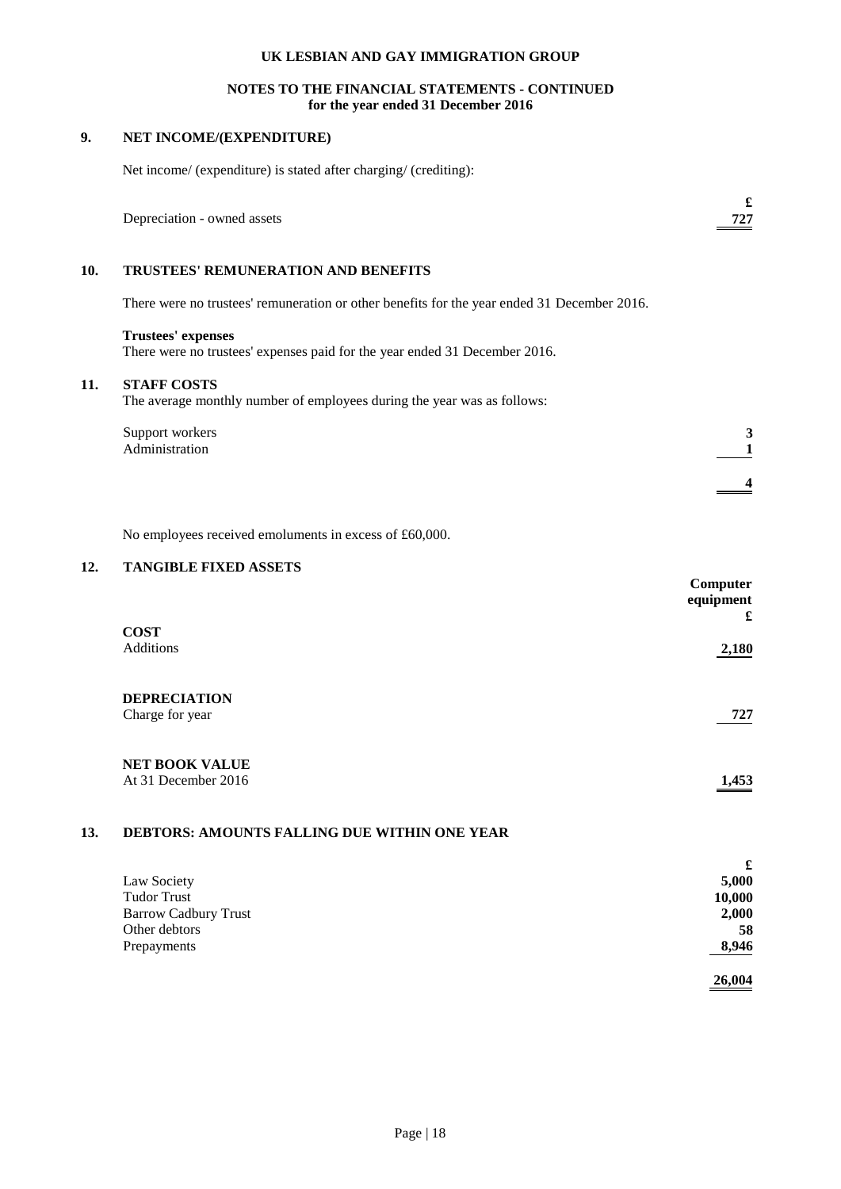## UK LESBIAN AND GAY IMMIGRATION GROUP

### NOTES TO THE FINANCIAL STATEMENTS - CONTINUED
### for the year ended 31 December 2016

## 9. NET INCOME/(EXPENDITURE)

Net income/ (expenditure) is stated after charging/ (crediting):

| | £ |
|---|---|
| Depreciation - owned assets | 727 |

## 10. TRUSTEES' REMUNERATION AND BENEFITS

There were no trustees' remuneration or other benefits for the year ended 31 December 2016.

**Trustees' expenses**
There were no trustees' expenses paid for the year ended 31 December 2016.

## 11. STAFF COSTS

The average monthly number of employees during the year was as follows:

| | |
|---|---|
| Support workers | 3 |
| Administration | 1 |
| | 4 |

No employees received emoluments in excess of £60,000.

## 12. TANGIBLE FIXED ASSETS

| | Computer equipment £ |
|---|---|
| **COST** | |
| Additions | 2,180 |
| **DEPRECIATION** | |
| Charge for year | 727 |
| **NET BOOK VALUE** | |
| At 31 December 2016 | 1,453 |

## 13. DEBTORS: AMOUNTS FALLING DUE WITHIN ONE YEAR

| | £ |
|---|---|
| Law Society | 5,000 |
| Tudor Trust | 10,000 |
| Barrow Cadbury Trust | 2,000 |
| Other debtors | 58 |
| Prepayments | 8,946 |
| | 26,004 |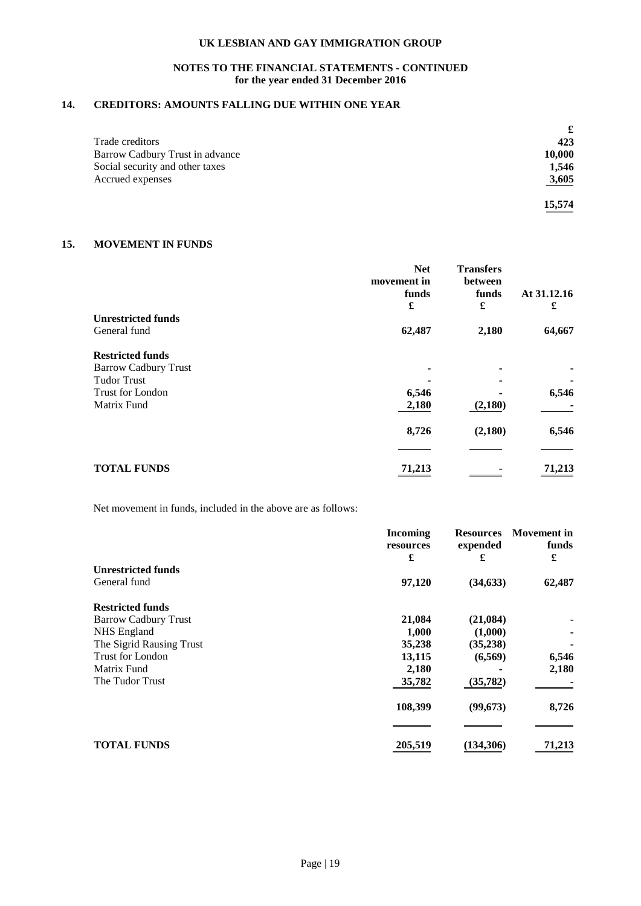## NOTES TO THE FINANCIAL STATEMENTS - CONTINUED
### for the year ended 31 December 2016

## 14. CREDITORS: AMOUNTS FALLING DUE WITHIN ONE YEAR

| | £ |
|---|---|
| Trade creditors | 423 |
| Barrow Cadbury Trust in advance | 10,000 |
| Social security and other taxes | 1,546 |
| Accrued expenses | 3,605 |
| | **15,574** |

## 15. MOVEMENT IN FUNDS

| | Net movement in funds £ | Transfers between funds £ | At 31.12.16 £ |
|---|---|---|---|
| **Unrestricted funds** | | | |
| General fund | 62,487 | 2,180 | 64,667 |
| **Restricted funds** | | | |
| Barrow Cadbury Trust | - | - | - |
| Tudor Trust | - | - | - |
| Trust for London | 6,546 | - | 6,546 |
| Matrix Fund | 2,180 | (2,180) | - |
| | 8,726 | (2,180) | 6,546 |
| **TOTAL FUNDS** | 71,213 | - | 71,213 |

Net movement in funds, included in the above are as follows:

| | Incoming resources £ | Resources expended £ | Movement in funds £ |
|---|---|---|---|
| **Unrestricted funds** | | | |
| General fund | 97,120 | (34,633) | 62,487 |
| **Restricted funds** | | | |
| Barrow Cadbury Trust | 21,084 | (21,084) | - |
| NHS England | 1,000 | (1,000) | - |
| The Sigrid Rausing Trust | 35,238 | (35,238) | - |
| Trust for London | 13,115 | (6,569) | 6,546 |
| Matrix Fund | 2,180 | - | 2,180 |
| The Tudor Trust | 35,782 | (35,782) | - |
| | 108,399 | (99,673) | 8,726 |
| **TOTAL FUNDS** | 205,519 | (134,306) | 71,213 |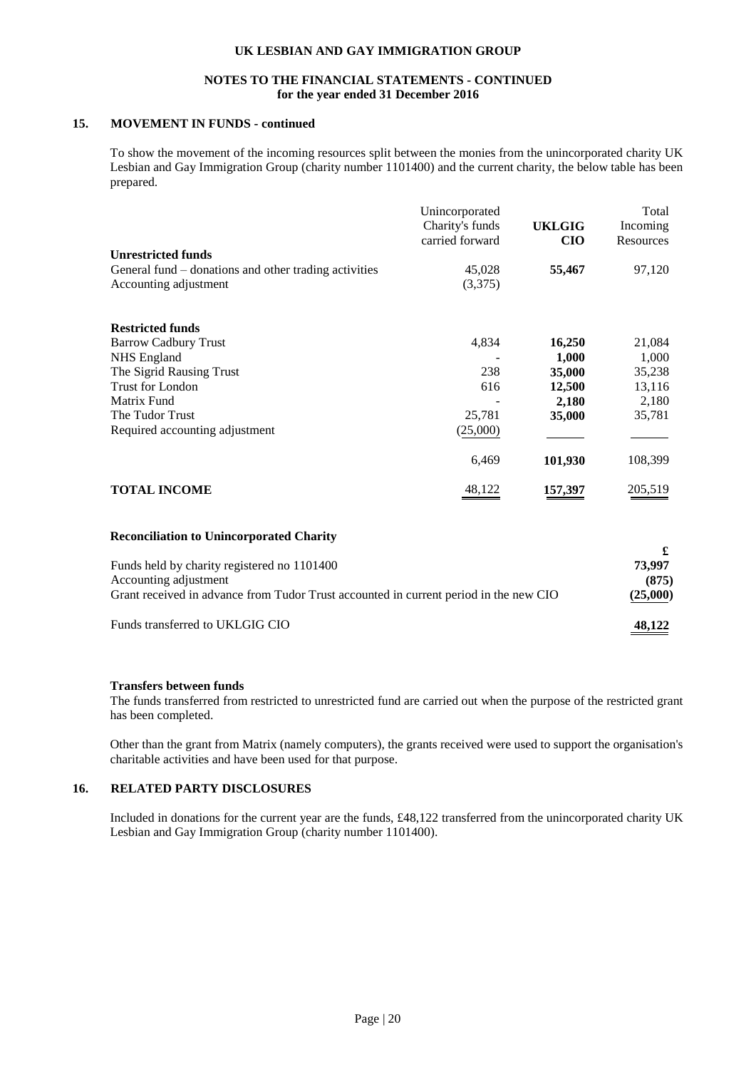UK LESBIAN AND GAY IMMIGRATION GROUP

NOTES TO THE FINANCIAL STATEMENTS - CONTINUED
for the year ended 31 December 2016

## 15. MOVEMENT IN FUNDS - continued

To show the movement of the incoming resources split between the monies from the unincorporated charity UK Lesbian and Gay Immigration Group (charity number 1101400) and the current charity, the below table has been prepared.

| | Unincorporated Charity's funds carried forward | **UKLGIG CIO** | Total Incoming Resources |
|---|---|---|---|
| **Unrestricted funds** | | | |
| General fund – donations and other trading activities | 45,028 | **55,467** | 97,120 |
| Accounting adjustment | (3,375) | | |
| | | | |
| **Restricted funds** | | | |
| Barrow Cadbury Trust | 4,834 | **16,250** | 21,084 |
| NHS England | - | **1,000** | 1,000 |
| The Sigrid Rausing Trust | 238 | **35,000** | 35,238 |
| Trust for London | 616 | **12,500** | 13,116 |
| Matrix Fund | - | **2,180** | 2,180 |
| The Tudor Trust | 25,781 | **35,000** | 35,781 |
| Required accounting adjustment | (25,000) | | |
| | 6,469 | **101,930** | 108,399 |
| **TOTAL INCOME** | 48,122 | **157,397** | 205,519 |

### Reconciliation to Unincorporated Charity

| | £ |
|---|---|
| Funds held by charity registered no 1101400 | **73,997** |
| Accounting adjustment | **(875)** |
| Grant received in advance from Tudor Trust accounted in current period in the new CIO | **(25,000)** |
| Funds transferred to UKLGIG CIO | **48,122** |

### Transfers between funds

The funds transferred from restricted to unrestricted fund are carried out when the purpose of the restricted grant has been completed.

Other than the grant from Matrix (namely computers), the grants received were used to support the organisation's charitable activities and have been used for that purpose.

## 16. RELATED PARTY DISCLOSURES

Included in donations for the current year are the funds, £48,122 transferred from the unincorporated charity UK Lesbian and Gay Immigration Group (charity number 1101400).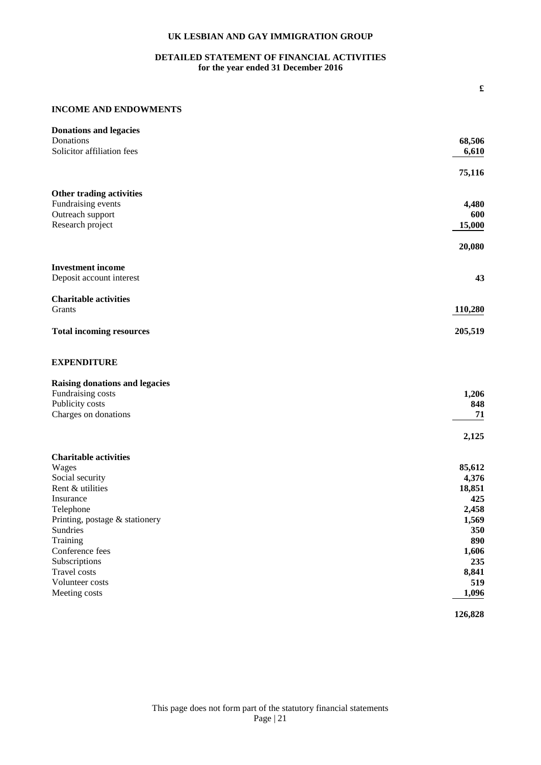# UK LESBIAN AND GAY IMMIGRATION GROUP

## DETAILED STATEMENT OF FINANCIAL ACTIVITIES
**for the year ended 31 December 2016**

| | £ |
|---|---|
| **INCOME AND ENDOWMENTS** | |
| **Donations and legacies** | |
| Donations | **68,506** |
| Solicitor affiliation fees | **6,610** |
| | **75,116** |
| **Other trading activities** | |
| Fundraising events | **4,480** |
| Outreach support | **600** |
| Research project | **15,000** |
| | **20,080** |
| **Investment income** | |
| Deposit account interest | **43** |
| **Charitable activities** | |
| Grants | **110,280** |
| **Total incoming resources** | **205,519** |
| **EXPENDITURE** | |
| **Raising donations and legacies** | |
| Fundraising costs | **1,206** |
| Publicity costs | **848** |
| Charges on donations | **71** |
| | **2,125** |
| **Charitable activities** | |
| Wages | **85,612** |
| Social security | **4,376** |
| Rent & utilities | **18,851** |
| Insurance | **425** |
| Telephone | **2,458** |
| Printing, postage & stationery | **1,569** |
| Sundries | **350** |
| Training | **890** |
| Conference fees | **1,606** |
| Subscriptions | **235** |
| Travel costs | **8,841** |
| Volunteer costs | **519** |
| Meeting costs | **1,096** |
| | **126,828** |

This page does not form part of the statutory financial statements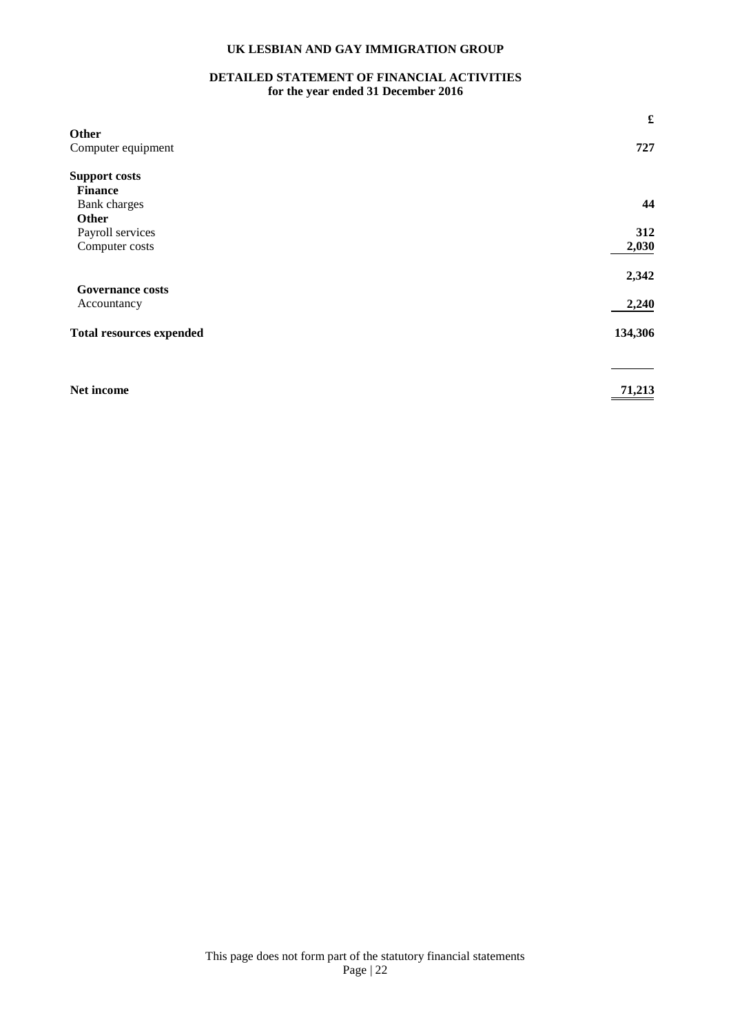# UK LESBIAN AND GAY IMMIGRATION GROUP

## DETAILED STATEMENT OF FINANCIAL ACTIVITIES
**for the year ended 31 December 2016**

| | £ |
|---|---|
| **Other** | |
| Computer equipment | **727** |
| | |
| **Support costs** | |
| **Finance** | |
| Bank charges | **44** |
| **Other** | |
| Payroll services | **312** |
| Computer costs | **2,030** |
| | |
| | **2,342** |
| **Governance costs** | |
| Accountancy | **2,240** |
| | |
| **Total resources expended** | **134,306** |
| | |
| **Net income** | **71,213** |

This page does not form part of the statutory financial statements